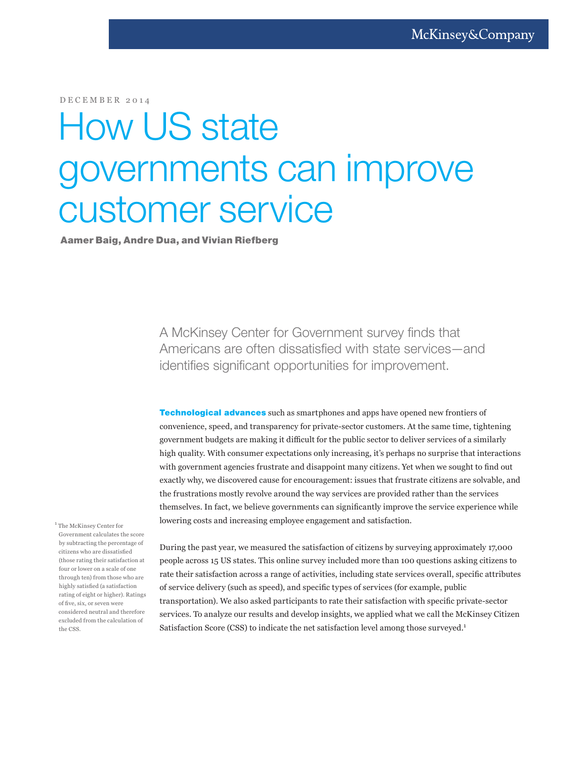McKinsey&Company

DECEMBER 2014

# How US state governments can improve customer service

**Aamer Baig, Andre Dua, and Vivian Riefberg**

A McKinsey Center for Government survey finds that Americans are often dissatisfied with state services—and identifies significant opportunities for improvement.

**Technological advances** such as smartphones and apps have opened new frontiers of convenience, speed, and transparency for private-sector customers. At the same time, tightening government budgets are making it difficult for the public sector to deliver services of a similarly high quality. With consumer expectations only increasing, it's perhaps no surprise that interactions with government agencies frustrate and disappoint many citizens. Yet when we sought to find out exactly why, we discovered cause for encouragement: issues that frustrate citizens are solvable, and the frustrations mostly revolve around the way services are provided rather than the services themselves. In fact, we believe governments can significantly improve the service experience while lowering costs and increasing employee engagement and satisfaction.

During the past year, we measured the satisfaction of citizens by surveying approximately 17,000 people across 15 US states. This online survey included more than 100 questions asking citizens to rate their satisfaction across a range of activities, including state services overall, specific attributes of service delivery (such as speed), and specific types of services (for example, public transportation). We also asked participants to rate their satisfaction with specific private-sector services. To analyze our results and develop insights, we applied what we call the McKinsey Citizen Satisfaction Score (CSS) to indicate the net satisfaction level among those surveyed.[1]

[1] The McKinsey Center for Government calculates the score by subtracting the percentage of citizens who are dissatisfied (those rating their satisfaction at four or lower on a scale of one through ten) from those who are highly satisfied (a satisfaction rating of eight or higher). Ratings of five, six, or seven were considered neutral and therefore excluded from the calculation of the CSS.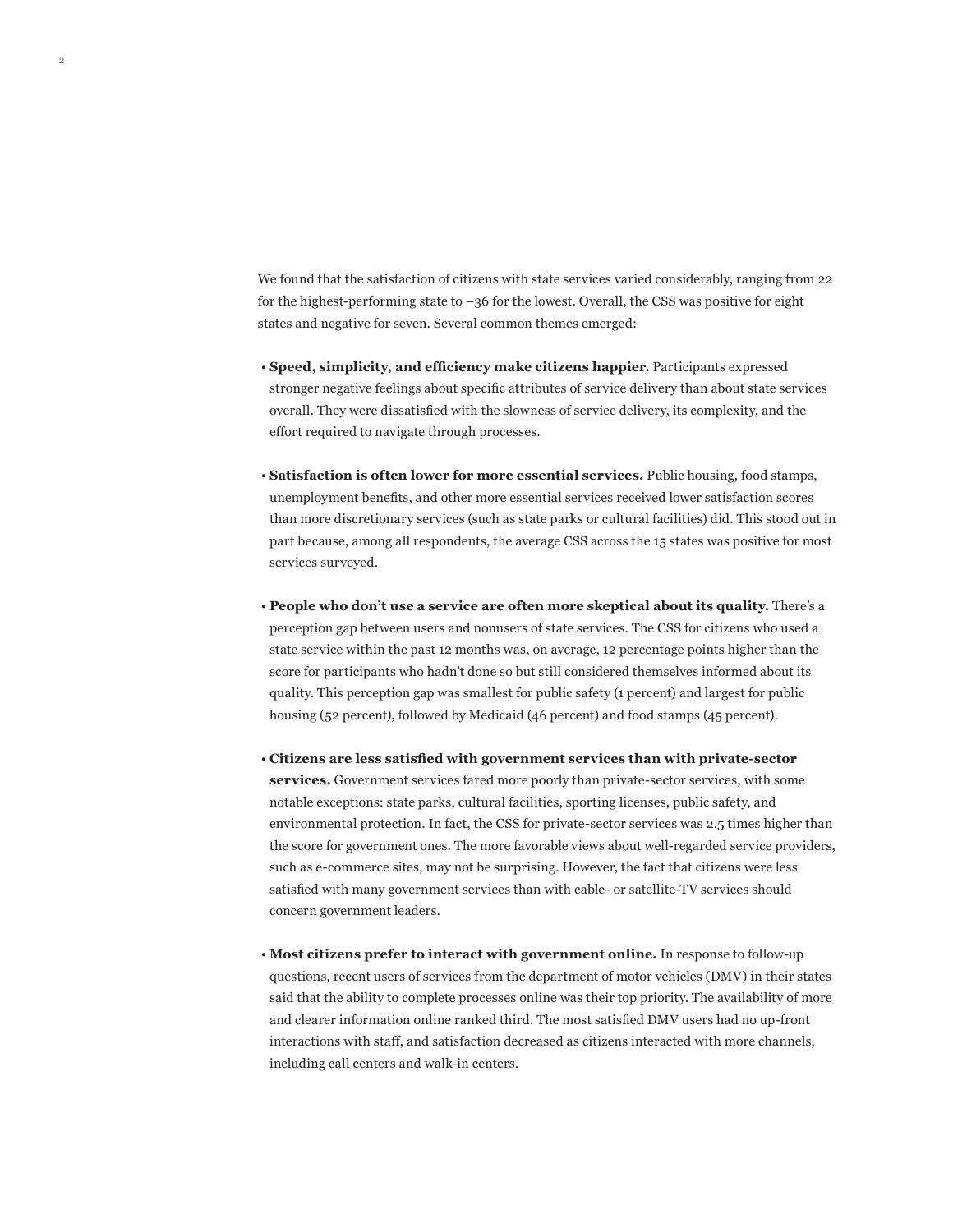We found that the satisfaction of citizens with state services varied considerably, ranging from 22 for the highest-performing state to –36 for the lowest. Overall, the CSS was positive for eight states and negative for seven. Several common themes emerged:

- **Speed, simplicity, and efficiency make citizens happier.** Participants expressed stronger negative feelings about specific attributes of service delivery than about state services overall. They were dissatisfied with the slowness of service delivery, its complexity, and the effort required to navigate through processes.

- **Satisfaction is often lower for more essential services.** Public housing, food stamps, unemployment benefits, and other more essential services received lower satisfaction scores than more discretionary services (such as state parks or cultural facilities) did. This stood out in part because, among all respondents, the average CSS across the 15 states was positive for most services surveyed.

- **People who don't use a service are often more skeptical about its quality.** There's a perception gap between users and nonusers of state services. The CSS for citizens who used a state service within the past 12 months was, on average, 12 percentage points higher than the score for participants who hadn't done so but still considered themselves informed about its quality. This perception gap was smallest for public safety (1 percent) and largest for public housing (52 percent), followed by Medicaid (46 percent) and food stamps (45 percent).

- **Citizens are less satisfied with government services than with private-sector services.** Government services fared more poorly than private-sector services, with some notable exceptions: state parks, cultural facilities, sporting licenses, public safety, and environmental protection. In fact, the CSS for private-sector services was 2.5 times higher than the score for government ones. The more favorable views about well-regarded service providers, such as e-commerce sites, may not be surprising. However, the fact that citizens were less satisfied with many government services than with cable- or satellite-TV services should concern government leaders.

- **Most citizens prefer to interact with government online.** In response to follow-up questions, recent users of services from the department of motor vehicles (DMV) in their states said that the ability to complete processes online was their top priority. The availability of more and clearer information online ranked third. The most satisfied DMV users had no up-front interactions with staff, and satisfaction decreased as citizens interacted with more channels, including call centers and walk-in centers.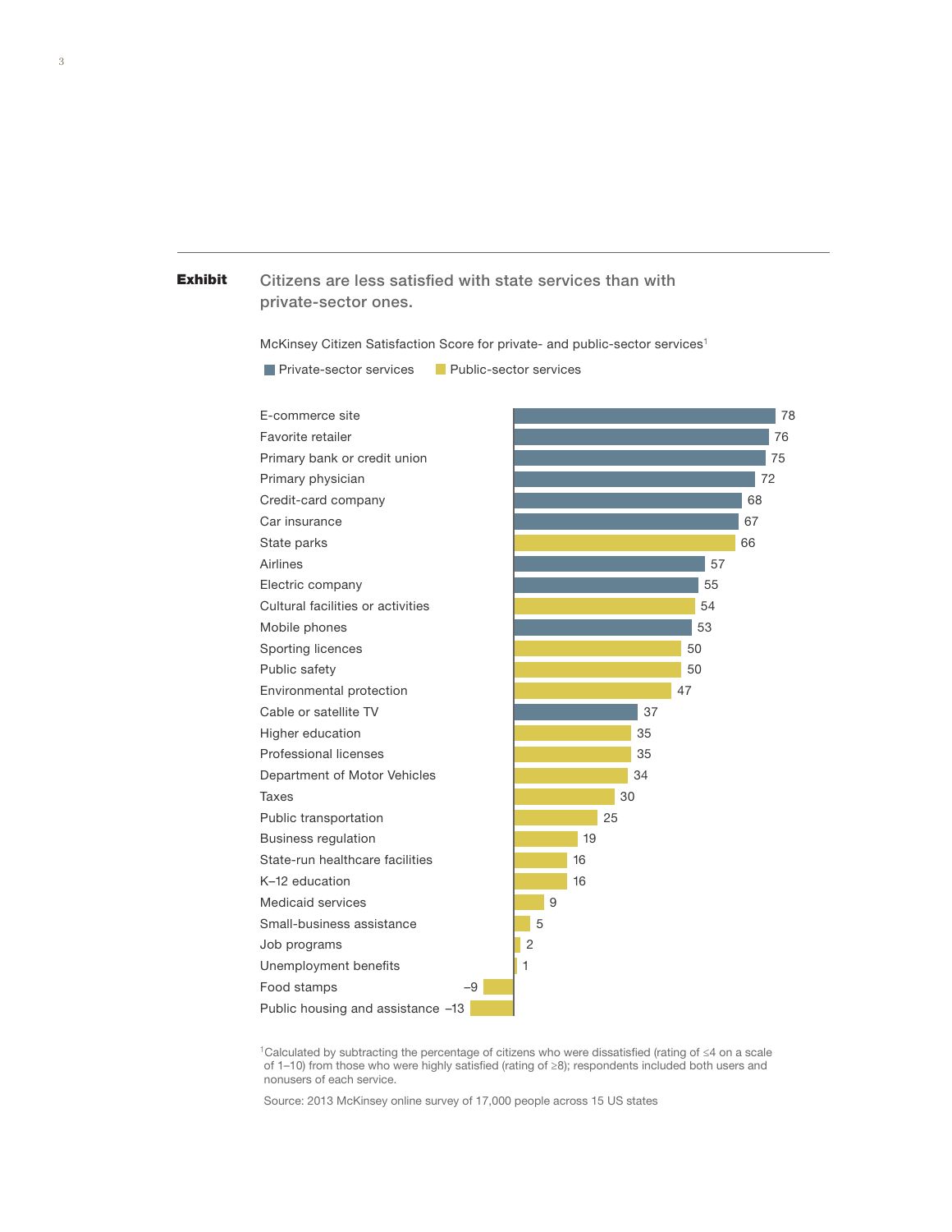**Exhibit**

## Citizens are less satisfied with state services than with private-sector ones.

McKinsey Citizen Satisfaction Score for private- and public-sector services[1]

| Service | Sector | Score |
|---|---|---|
| E-commerce site | Private-sector services | 78 |
| Favorite retailer | Private-sector services | 76 |
| Primary bank or credit union | Private-sector services | 75 |
| Primary physician | Private-sector services | 72 |
| Credit-card company | Private-sector services | 68 |
| Car insurance | Private-sector services | 67 |
| State parks | Public-sector services | 66 |
| Airlines | Private-sector services | 57 |
| Electric company | Private-sector services | 55 |
| Cultural facilities or activities | Public-sector services | 54 |
| Mobile phones | Private-sector services | 53 |
| Sporting licences | Public-sector services | 50 |
| Public safety | Public-sector services | 50 |
| Environmental protection | Public-sector services | 47 |
| Cable or satellite TV | Private-sector services | 37 |
| Higher education | Public-sector services | 35 |
| Professional licenses | Public-sector services | 35 |
| Department of Motor Vehicles | Public-sector services | 34 |
| Taxes | Public-sector services | 30 |
| Public transportation | Public-sector services | 25 |
| Business regulation | Public-sector services | 19 |
| State-run healthcare facilities | Public-sector services | 16 |
| K–12 education | Public-sector services | 16 |
| Medicaid services | Public-sector services | 9 |
| Small-business assistance | Public-sector services | 5 |
| Job programs | Public-sector services | 2 |
| Unemployment benefits | Public-sector services | 1 |
| Food stamps | Public-sector services | –9 |
| Public housing and assistance | Public-sector services | –13 |

[1]Calculated by subtracting the percentage of citizens who were dissatisfied (rating of ≤4 on a scale of 1–10) from those who were highly satisfied (rating of ≥8); respondents included both users and nonusers of each service.

Source: 2013 McKinsey online survey of 17,000 people across 15 US states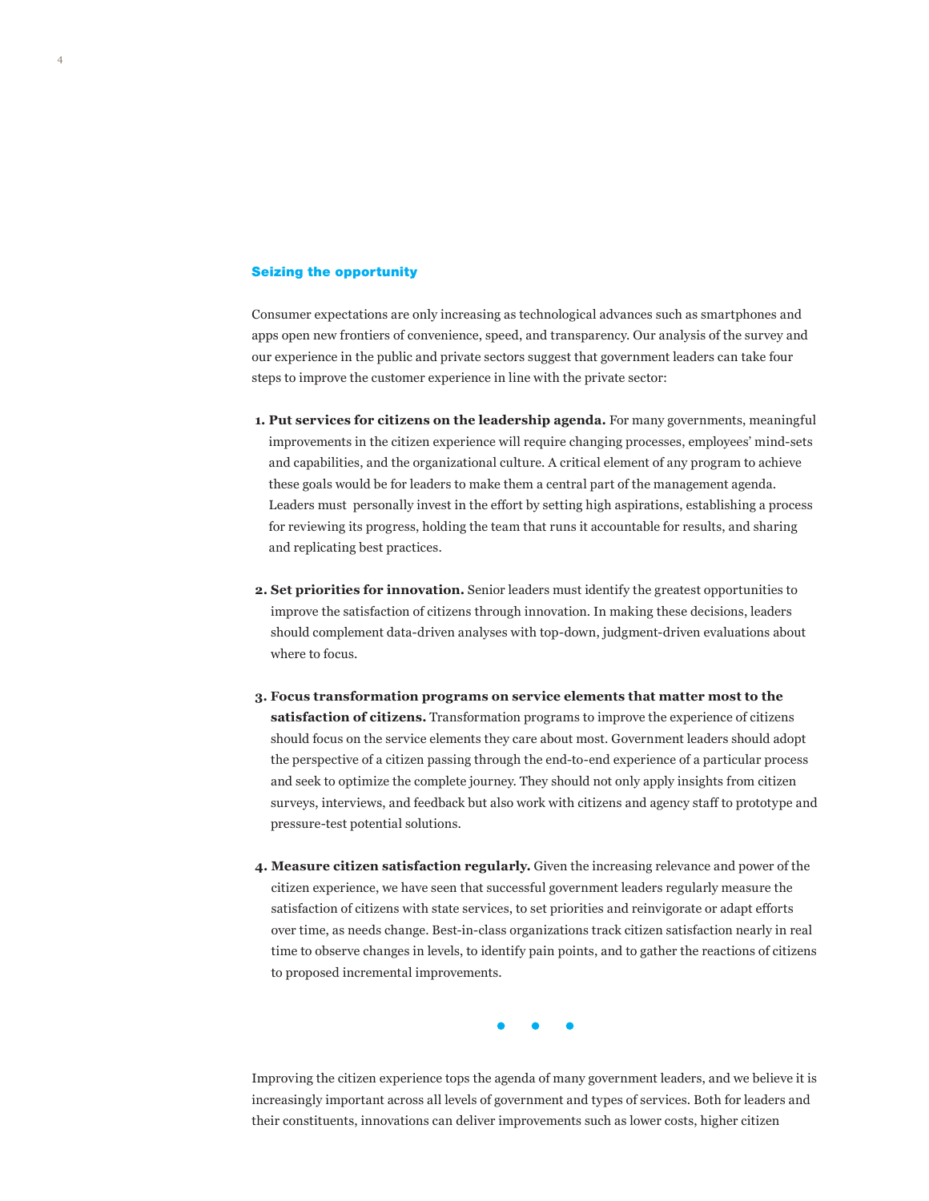## Seizing the opportunity

Consumer expectations are only increasing as technological advances such as smartphones and apps open new frontiers of convenience, speed, and transparency. Our analysis of the survey and our experience in the public and private sectors suggest that government leaders can take four steps to improve the customer experience in line with the private sector:

1. **Put services for citizens on the leadership agenda.** For many governments, meaningful improvements in the citizen experience will require changing processes, employees' mind-sets and capabilities, and the organizational culture. A critical element of any program to achieve these goals would be for leaders to make them a central part of the management agenda. Leaders must personally invest in the effort by setting high aspirations, establishing a process for reviewing its progress, holding the team that runs it accountable for results, and sharing and replicating best practices.

2. **Set priorities for innovation.** Senior leaders must identify the greatest opportunities to improve the satisfaction of citizens through innovation. In making these decisions, leaders should complement data-driven analyses with top-down, judgment-driven evaluations about where to focus.

3. **Focus transformation programs on service elements that matter most to the satisfaction of citizens.** Transformation programs to improve the experience of citizens should focus on the service elements they care about most. Government leaders should adopt the perspective of a citizen passing through the end-to-end experience of a particular process and seek to optimize the complete journey. They should not only apply insights from citizen surveys, interviews, and feedback but also work with citizens and agency staff to prototype and pressure-test potential solutions.

4. **Measure citizen satisfaction regularly.** Given the increasing relevance and power of the citizen experience, we have seen that successful government leaders regularly measure the satisfaction of citizens with state services, to set priorities and reinvigorate or adapt efforts over time, as needs change. Best-in-class organizations track citizen satisfaction nearly in real time to observe changes in levels, to identify pain points, and to gather the reactions of citizens to proposed incremental improvements.

• • •

Improving the citizen experience tops the agenda of many government leaders, and we believe it is increasingly important across all levels of government and types of services. Both for leaders and their constituents, innovations can deliver improvements such as lower costs, higher citizen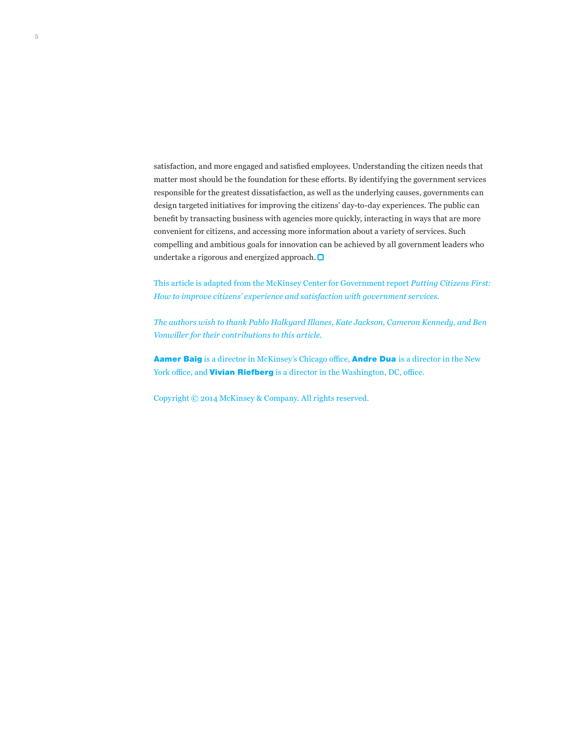satisfaction, and more engaged and satisfied employees. Understanding the citizen needs that matter most should be the foundation for these efforts. By identifying the government services responsible for the greatest dissatisfaction, as well as the underlying causes, governments can design targeted initiatives for improving the citizens' day-to-day experiences. The public can benefit by transacting business with agencies more quickly, interacting in ways that are more convenient for citizens, and accessing more information about a variety of services. Such compelling and ambitious goals for innovation can be achieved by all government leaders who undertake a rigorous and energized approach.

This article is adapted from the McKinsey Center for Government report *Putting Citizens First: How to improve citizens' experience and satisfaction with government services.*

*The authors wish to thank Pablo Halkyard Illanes, Kate Jackson, Cameron Kennedy, and Ben Vonwiller for their contributions to this article.*

**Aamer Baig** is a director in McKinsey's Chicago office, **Andre Dua** is a director in the New York office, and **Vivian Riefberg** is a director in the Washington, DC, office.

Copyright © 2014 McKinsey & Company. All rights reserved.